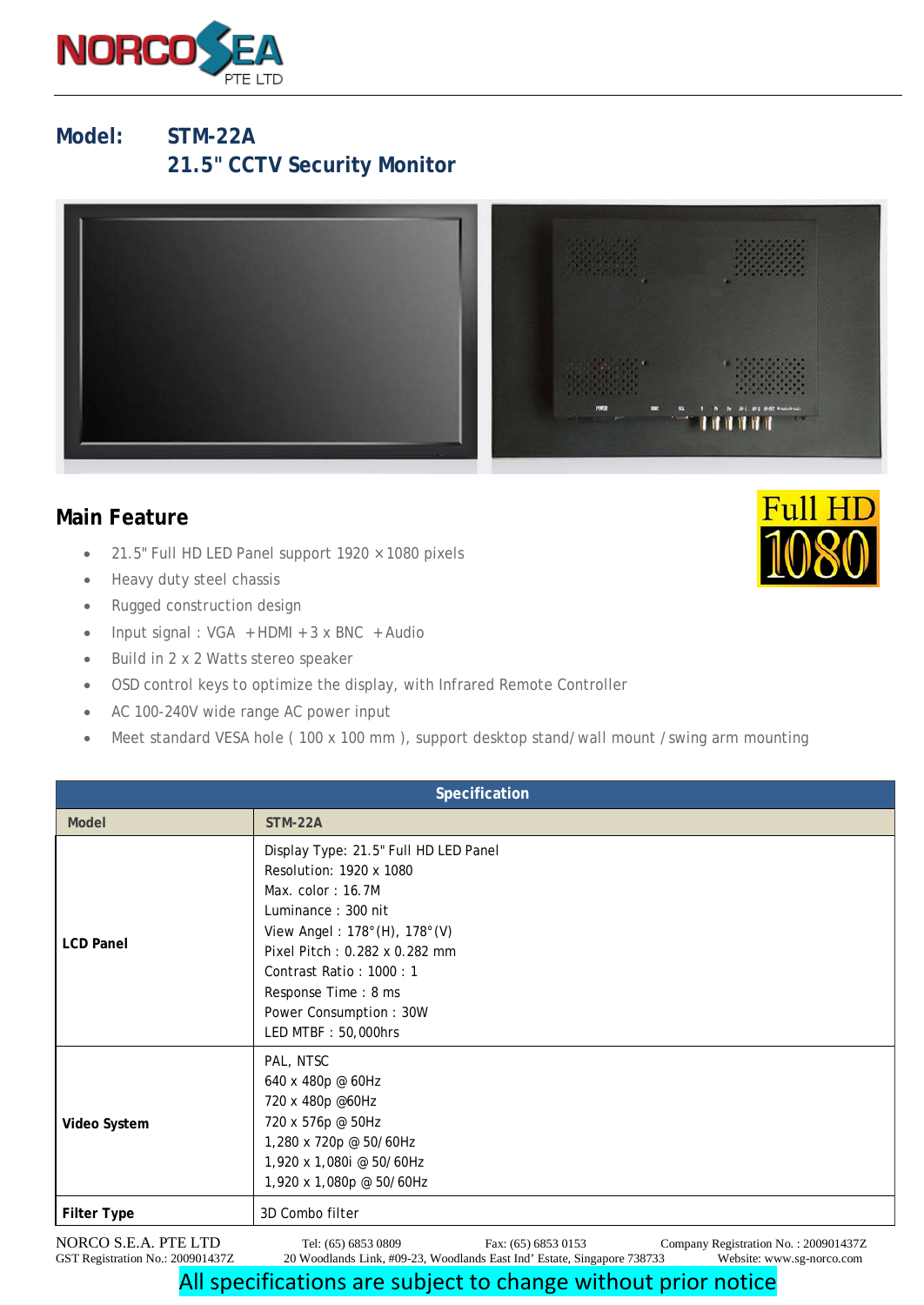**Model: STM-22A**

# 21.5" CCTV Security Monitor

## Main Feature

- 21.5" Full HD LED Panel support 1920 × 1080 pixels
- Heavy duty steel chassis
- Rugged construction design
- Input signal : VGA + HDMI + 3 x BNC + Audio
- Build in 2 x 2 Watts stereo speaker
- OSD control keys to optimize the display, with Infrared Remote Controller
- AC 100-240V wide range AC power input
- Meet standard VESA hole ( 100 x 100 mm ), support desktop stand/ wall mount / swing arm mounting

| Specification | |
|---|---|
| **Model** | **STM-22A** |
| **LCD Panel** | Display Type: 21.5" Full HD LED Panel<br>Resolution: 1920 x 1080<br>Max. color : 16.7M<br>Luminance : 300 nit<br>View Angel : 178°(H), 178°(V)<br>Pixel Pitch : 0.282 x 0.282 mm<br>Contrast Ratio : 1000 : 1<br>Response Time : 8 ms<br>Power Consumption : 30W<br>LED MTBF : 50,000hrs |
| **Video System** | PAL, NTSC<br>640 x 480p @ 60Hz<br>720 x 480p @60Hz<br>720 x 576p @ 50Hz<br>1,280 x 720p @ 50/60Hz<br>1,920 x 1,080i @ 50/60Hz<br>1,920 x 1,080p @ 50/60Hz |
| **Filter Type** | 3D Combo filter |

NORCO S.E.A. PTE LTD Tel: (65) 6853 0809 Fax: (65) 6853 0153 Company Registration No. : 200901437Z
GST Registration No.: 200901437Z 20 Woodlands Link, #09-23, Woodlands East Ind' Estate, Singapore 738733 Website: www.sg-norco.com

All specifications are subject to change without prior notice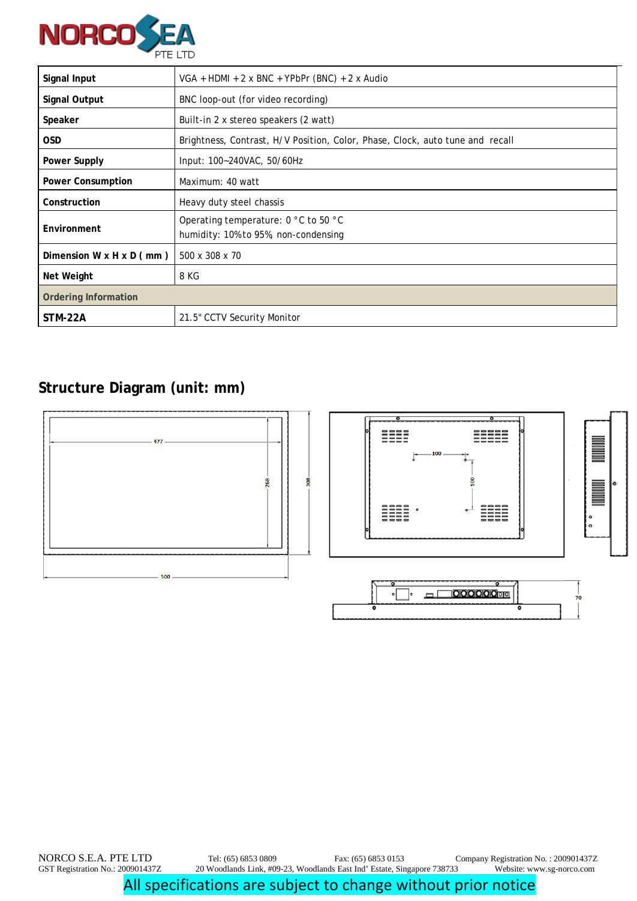| | |
|---|---|
| **Signal Input** | VGA + HDMI + 2 x BNC + YPbPr (BNC) + 2 x Audio |
| **Signal Output** | BNC loop-out (for video recording) |
| **Speaker** | Built-in 2 x stereo speakers (2 watt) |
| **OSD** | Brightness, Contrast, H/V Position, Color, Phase, Clock, auto tune and recall |
| **Power Supply** | Input: 100~240VAC, 50/60Hz |
| **Power Consumption** | Maximum: 40 watt |
| **Construction** | Heavy duty steel chassis |
| **Environment** | Operating temperature: 0 °C to 50 °C<br>humidity: 10%to 95%, non-condensing |
| **Dimension W x H x D ( mm )** | 500 x 308 x 70 |
| **Net Weight** | 8 KG |
| **Ordering Information** | |
| **STM-22A** | 21.5" CCTV Security Monitor |

## Structure Diagram (unit: mm)

477
268
308
500
100
100
70

NORCO S.E.A. PTE LTD Tel: (65) 6853 0809 Fax: (65) 6853 0153 Company Registration No. : 200901437Z
GST Registration No.: 200901437Z 20 Woodlands Link, #09-23, Woodlands East Ind' Estate, Singapore 738733 Website: www.sg-norco.com

All specifications are subject to change without prior notice